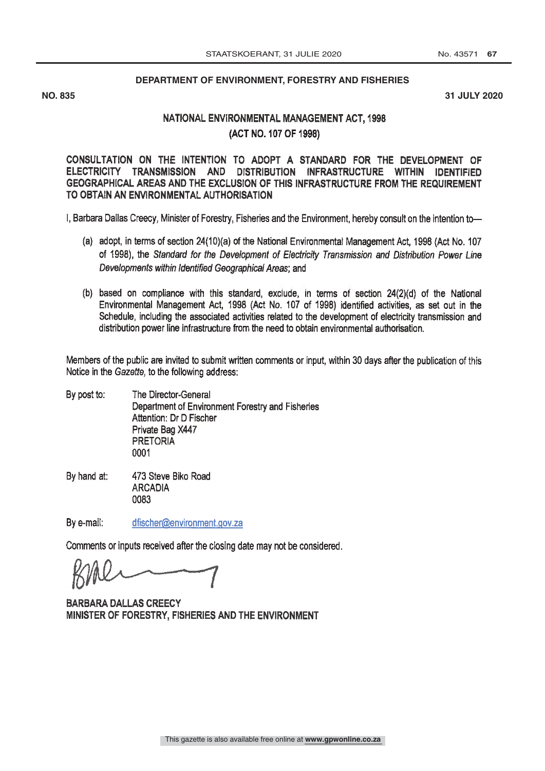## DEPARTMENT OF ENVIRONMENT, FORESTRY AND FISHERIES

**NO. 835** **31 JULY 2020**

### NATIONAL ENVIRONMENTAL MANAGEMENT ACT, 1998

### (ACT NO. 107 OF 1998)

### CONSULTATION ON THE INTENTION TO ADOPT A STANDARD FOR THE DEVELOPMENT OF ELECTRICITY TRANSMISSION AND DISTRIBUTION INFRASTRUCTURE WITHIN IDENTIFIED GEOGRAPHICAL AREAS AND THE EXCLUSION OF THIS INFRASTRUCTURE FROM THE REQUIREMENT TO OBTAIN AN ENVIRONMENTAL AUTHORISATION

I, Barbara Dallas Creecy, Minister of Forestry, Fisheries and the Environment, hereby consult on the intention to—

(a) adopt, in terms of section 24(10)(a) of the National Environmental Management Act, 1998 (Act No. 107 of 1998), the *Standard for the Development of Electricity Transmission and Distribution Power Line Developments within Identified Geographical Areas*; and

(b) based on compliance with this standard, exclude, in terms of section 24(2)(d) of the National Environmental Management Act, 1998 (Act No. 107 of 1998) identified activities, as set out in the Schedule, including the associated activities related to the development of electricity transmission and distribution power line infrastructure from the need to obtain environmental authorisation.

Members of the public are invited to submit written comments or input, within 30 days after the publication of this Notice in the *Gazette*, to the following address:

By post to: The Director-General
Department of Environment Forestry and Fisheries
Attention: Dr D Fischer
Private Bag X447
PRETORIA
0001

By hand at: 473 Steve Biko Road
ARCADIA
0083

By e-mail: dfischer@environment.gov.za

Comments or inputs received after the closing date may not be considered.

**BARBARA DALLAS CREECY**
**MINISTER OF FORESTRY, FISHERIES AND THE ENVIRONMENT**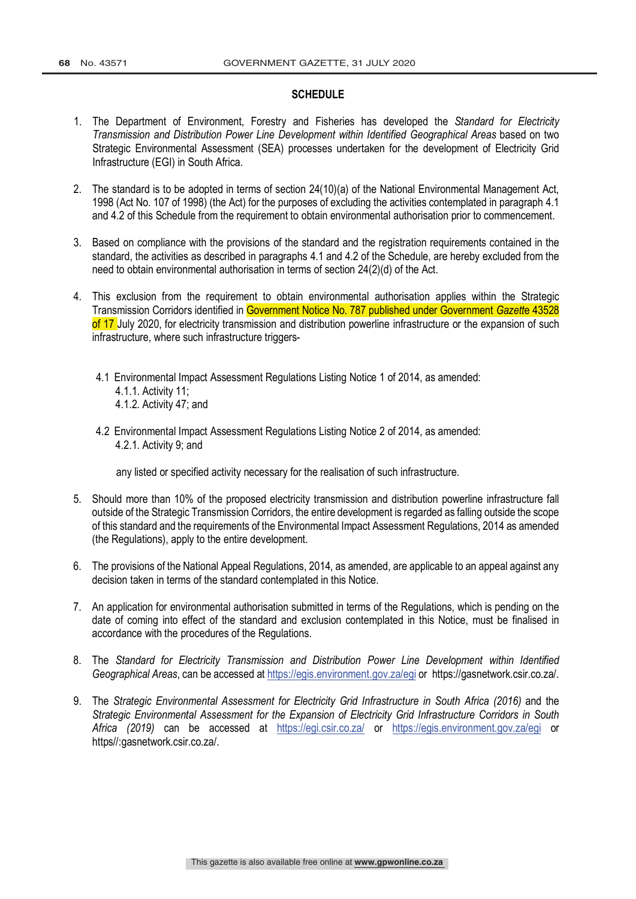## SCHEDULE

1. The Department of Environment, Forestry and Fisheries has developed the *Standard for Electricity Transmission and Distribution Power Line Development within Identified Geographical Areas* based on two Strategic Environmental Assessment (SEA) processes undertaken for the development of Electricity Grid Infrastructure (EGI) in South Africa.

2. The standard is to be adopted in terms of section 24(10)(a) of the National Environmental Management Act, 1998 (Act No. 107 of 1998) (the Act) for the purposes of excluding the activities contemplated in paragraph 4.1 and 4.2 of this Schedule from the requirement to obtain environmental authorisation prior to commencement.

3. Based on compliance with the provisions of the standard and the registration requirements contained in the standard, the activities as described in paragraphs 4.1 and 4.2 of the Schedule, are hereby excluded from the need to obtain environmental authorisation in terms of section 24(2)(d) of the Act.

4. This exclusion from the requirement to obtain environmental authorisation applies within the Strategic Transmission Corridors identified in Government Notice No. 787 published under Government *Gazette* 43528 of 17 July 2020, for electricity transmission and distribution powerline infrastructure or the expansion of such infrastructure, where such infrastructure triggers-

   4.1 Environmental Impact Assessment Regulations Listing Notice 1 of 2014, as amended:
      4.1.1. Activity 11;
      4.1.2. Activity 47; and

   4.2 Environmental Impact Assessment Regulations Listing Notice 2 of 2014, as amended:
      4.2.1. Activity 9; and

   any listed or specified activity necessary for the realisation of such infrastructure.

5. Should more than 10% of the proposed electricity transmission and distribution powerline infrastructure fall outside of the Strategic Transmission Corridors, the entire development is regarded as falling outside the scope of this standard and the requirements of the Environmental Impact Assessment Regulations, 2014 as amended (the Regulations), apply to the entire development.

6. The provisions of the National Appeal Regulations, 2014, as amended, are applicable to an appeal against any decision taken in terms of the standard contemplated in this Notice.

7. An application for environmental authorisation submitted in terms of the Regulations, which is pending on the date of coming into effect of the standard and exclusion contemplated in this Notice, must be finalised in accordance with the procedures of the Regulations.

8. The *Standard for Electricity Transmission and Distribution Power Line Development within Identified Geographical Areas*, can be accessed at https://egis.environment.gov.za/egi or https://gasnetwork.csir.co.za/.

9. The *Strategic Environmental Assessment for Electricity Grid Infrastructure in South Africa (2016)* and the *Strategic Environmental Assessment for the Expansion of Electricity Grid Infrastructure Corridors in South Africa (2019)* can be accessed at https://egi.csir.co.za/ or https://egis.environment.gov.za/egi or https//:gasnetwork.csir.co.za/.